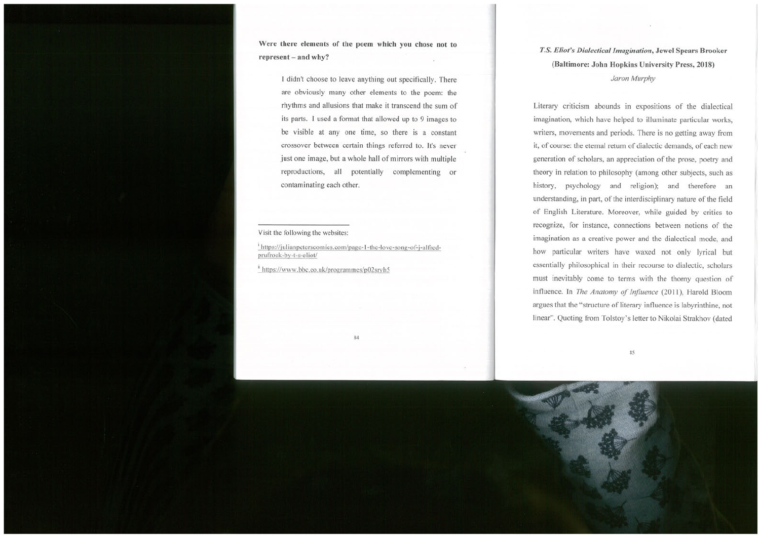**Were there elements of the poem which you chose not to represent – and why?**

> I didn't choose to leave anything out specifically. There are obviously many other elements to the poem: the rhythms and allusions that make it transcend the sum of its parts. I used a format that allowed up to 9 images to be visible at any one time, so there is a constant crossover between certain things referred to. It's never just one image, but a whole hall of mirrors with multiple reproductions, all potentially complementing or contaminating each other.

---

Visit the following the websites:

[i] https://julianpeterscomics.com/page-1-the-love-song-of-j-alfred-prufrock-by-t-s-eliot/

[ii] https://www.bbc.co.uk/programmes/p02sryh5

## *T.S. Eliot's Dialectical Imagination*, Jewel Spears Brooker (Baltimore: John Hopkins University Press, 2018)

*Jaron Murphy*

Literary criticism abounds in expositions of the dialectical imagination, which have helped to illuminate particular works, writers, movements and periods. There is no getting away from it, of course: the eternal return of dialectic demands, of each new generation of scholars, an appreciation of the prose, poetry and theory in relation to philosophy (among other subjects, such as history, psychology and religion); and therefore an understanding, in part, of the interdisciplinary nature of the field of English Literature. Moreover, while guided by critics to recognize, for instance, connections between notions of the imagination as a creative power and the dialectical mode, and how particular writers have waxed not only lyrical but essentially philosophical in their recourse to dialectic, scholars must inevitably come to terms with the thorny question of influence. In *The Anatomy of Influence* (2011), Harold Bloom argues that the "structure of literary influence is labyrinthine, not linear". Quoting from Tolstoy's letter to Nikolai Strakhov (dated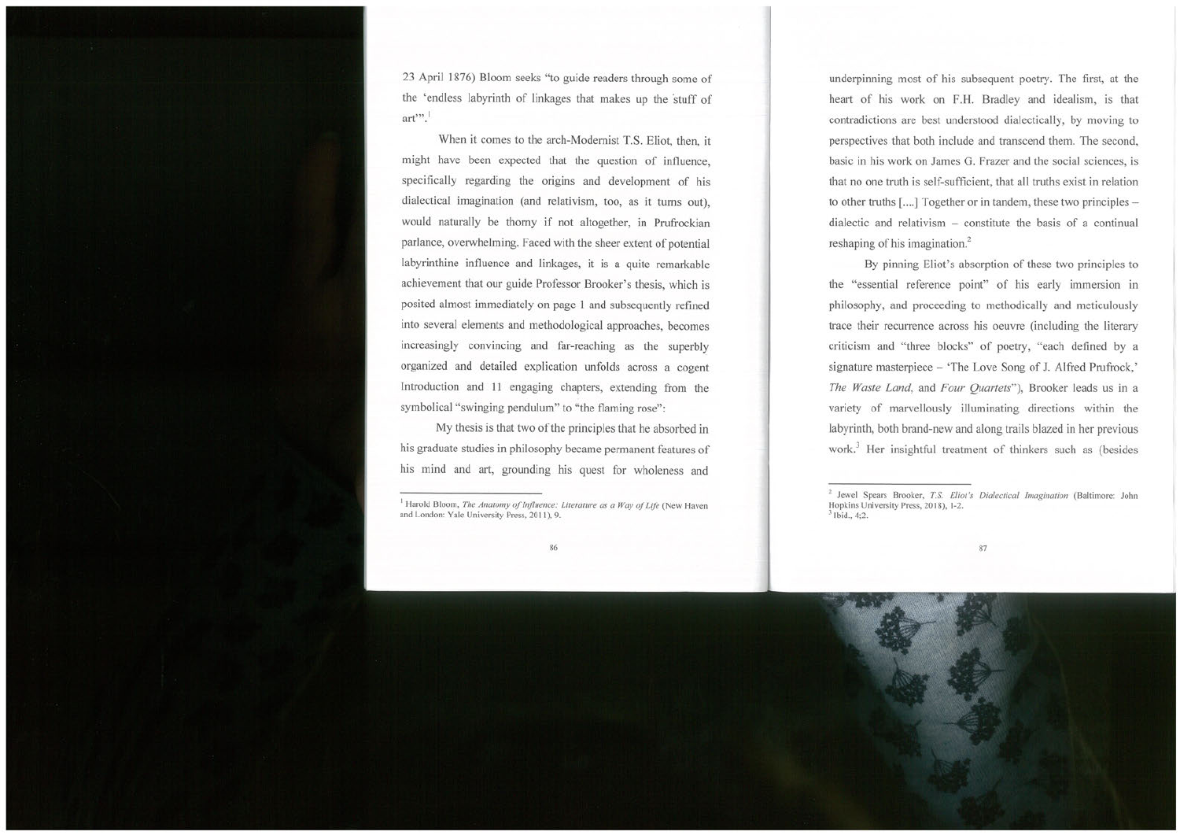23 April 1876) Bloom seeks "to guide readers through some of the 'endless labyrinth of linkages that makes up the stuff of art'".[1]

When it comes to the arch-Modernist T.S. Eliot, then, it might have been expected that the question of influence, specifically regarding the origins and development of his dialectical imagination (and relativism, too, as it turns out), would naturally be thorny if not altogether, in Prufrockian parlance, overwhelming. Faced with the sheer extent of potential labyrinthine influence and linkages, it is a quite remarkable achievement that our guide Professor Brooker's thesis, which is posited almost immediately on page 1 and subsequently refined into several elements and methodological approaches, becomes increasingly convincing and far-reaching as the superbly organized and detailed explication unfolds across a cogent Introduction and 11 engaging chapters, extending from the symbolical "swinging pendulum" to "the flaming rose":

> My thesis is that two of the principles that he absorbed in his graduate studies in philosophy became permanent features of his mind and art, grounding his quest for wholeness and underpinning most of his subsequent poetry. The first, at the heart of his work on F.H. Bradley and idealism, is that contradictions are best understood dialectically, by moving to perspectives that both include and transcend them. The second, basic in his work on James G. Frazer and the social sciences, is that no one truth is self-sufficient, that all truths exist in relation to other truths [....] Together or in tandem, these two principles – dialectic and relativism – constitute the basis of a continual reshaping of his imagination.[2]

By pinning Eliot's absorption of these two principles to the "essential reference point" of his early immersion in philosophy, and proceeding to methodically and meticulously trace their recurrence across his oeuvre (including the literary criticism and "three blocks" of poetry, "each defined by a signature masterpiece – 'The Love Song of J. Alfred Prufrock,' *The Waste Land*, and *Four Quartets*"), Brooker leads us in a variety of marvellously illuminating directions within the labyrinth, both brand-new and along trails blazed in her previous work.[3] Her insightful treatment of thinkers such as (besides

---

[1] Harold Bloom, *The Anatomy of Influence: Literature as a Way of Life* (New Haven and London: Yale University Press, 2011), 9.

[2] Jewel Spears Brooker, *T.S. Eliot's Dialectical Imagination* (Baltimore: John Hopkins University Press, 2018), 1-2.

[3] Ibid., 4;2.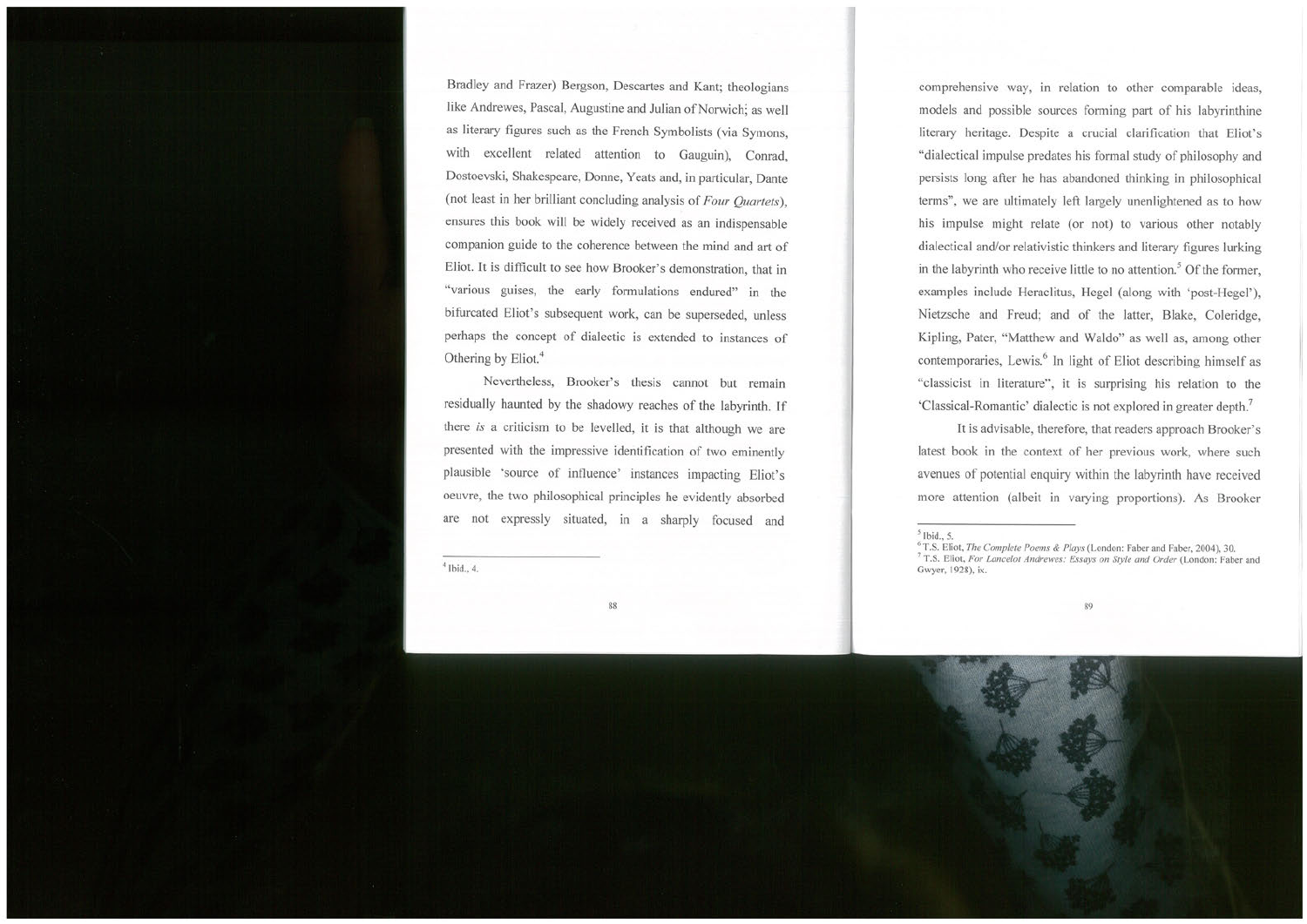Bradley and Frazer) Bergson, Descartes and Kant; theologians like Andrewes, Pascal, Augustine and Julian of Norwich; as well as literary figures such as the French Symbolists (via Symons, with excellent related attention to Gauguin), Conrad, Dostoevski, Shakespeare, Donne, Yeats and, in particular, Dante (not least in her brilliant concluding analysis of *Four Quartets*), ensures this book will be widely received as an indispensable companion guide to the coherence between the mind and art of Eliot. It is difficult to see how Brooker's demonstration, that in "various guises, the early formulations endured" in the bifurcated Eliot's subsequent work, can be superseded, unless perhaps the concept of dialectic is extended to instances of Othering by Eliot.[4]

Nevertheless, Brooker's thesis cannot but remain residually haunted by the shadowy reaches of the labyrinth. If there *is* a criticism to be levelled, it is that although we are presented with the impressive identification of two eminently plausible 'source of influence' instances impacting Eliot's oeuvre, the two philosophical principles he evidently absorbed are not expressly situated, in a sharply focused and comprehensive way, in relation to other comparable ideas, models and possible sources forming part of his labyrinthine literary heritage. Despite a crucial clarification that Eliot's "dialectical impulse predates his formal study of philosophy and persists long after he has abandoned thinking in philosophical terms", we are ultimately left largely unenlightened as to how his impulse might relate (or not) to various other notably dialectical and/or relativistic thinkers and literary figures lurking in the labyrinth who receive little to no attention.[5] Of the former, examples include Heraclitus, Hegel (along with 'post-Hegel'), Nietzsche and Freud; and of the latter, Blake, Coleridge, Kipling, Pater, "Matthew and Waldo" as well as, among other contemporaries, Lewis.[6] In light of Eliot describing himself as "classicist in literature", it is surprising his relation to the 'Classical-Romantic' dialectic is not explored in greater depth.[7]

It is advisable, therefore, that readers approach Brooker's latest book in the context of her previous work, where such avenues of potential enquiry within the labyrinth have received more attention (albeit in varying proportions). As Brooker

---

[4] Ibid., 4.

[5] Ibid., 5.

[6] T.S. Eliot, *The Complete Poems & Plays* (London: Faber and Faber, 2004), 30.

[7] T.S. Eliot, *For Lancelot Andrewes: Essays on Style and Order* (London: Faber and Gwyer, 1928), ix.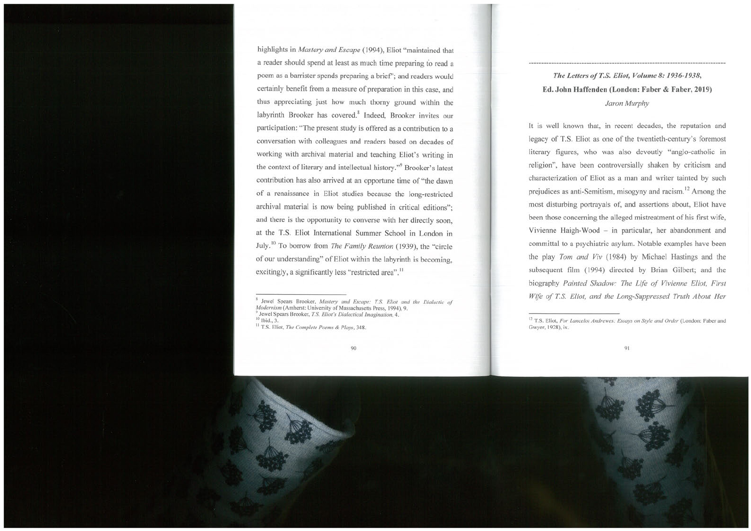highlights in *Mastery and Escape* (1994), Eliot "maintained that a reader should spend at least as much time preparing to read a poem as a barrister spends preparing a brief"; and readers would certainly benefit from a measure of preparation in this case, and thus appreciating just how much thorny ground within the labyrinth Brooker has covered.[8] Indeed, Brooker invites our participation: "The present study is offered as a contribution to a conversation with colleagues and readers based on decades of working with archival material and teaching Eliot's writing in the context of literary and intellectual history."[9] Brooker's latest contribution has also arrived at an opportune time of "the dawn of a renaissance in Eliot studies because the long-restricted archival material is now being published in critical editions"; and there is the opportunity to converse with her directly soon, at the T.S. Eliot International Summer School in London in July.[10] To borrow from *The Family Reunion* (1939), the "circle of our understanding" of Eliot within the labyrinth is becoming, excitingly, a significantly less "restricted area".[11]

[8] Jewel Spears Brooker, *Mastery and Escape: T.S. Eliot and the Dialectic of Modernism* (Amherst: University of Massachusetts Press, 1994), 9.
[9] Jewel Spears Brooker, *T.S. Eliot's Dialectical Imagination*, 4.
[10] Ibid., 3.
[11] T.S. Eliot, *The Complete Poems & Plays*, 348.

---

### *The Letters of T.S. Eliot, Volume 8: 1936-1938*, Ed. John Haffenden (London: Faber & Faber, 2019)

*Jaron Murphy*

It is well known that, in recent decades, the reputation and legacy of T.S. Eliot as one of the twentieth-century's foremost literary figures, who was also devoutly "anglo-catholic in religion", have been controversially shaken by criticism and characterization of Eliot as a man and writer tainted by such prejudices as anti-Semitism, misogyny and racism.[12] Among the most disturbing portrayals of, and assertions about, Eliot have been those concerning the alleged mistreatment of his first wife, Vivienne Haigh-Wood – in particular, her abandonment and committal to a psychiatric asylum. Notable examples have been the play *Tom and Viv* (1984) by Michael Hastings and the subsequent film (1994) directed by Brian Gilbert; and the biography *Painted Shadow: The Life of Vivienne Eliot, First Wife of T.S. Eliot, and the Long-Suppressed Truth About Her*

[12] T.S. Eliot, *For Lancelot Andrewes: Essays on Style and Order* (London: Faber and Gwyer, 1928), ix.